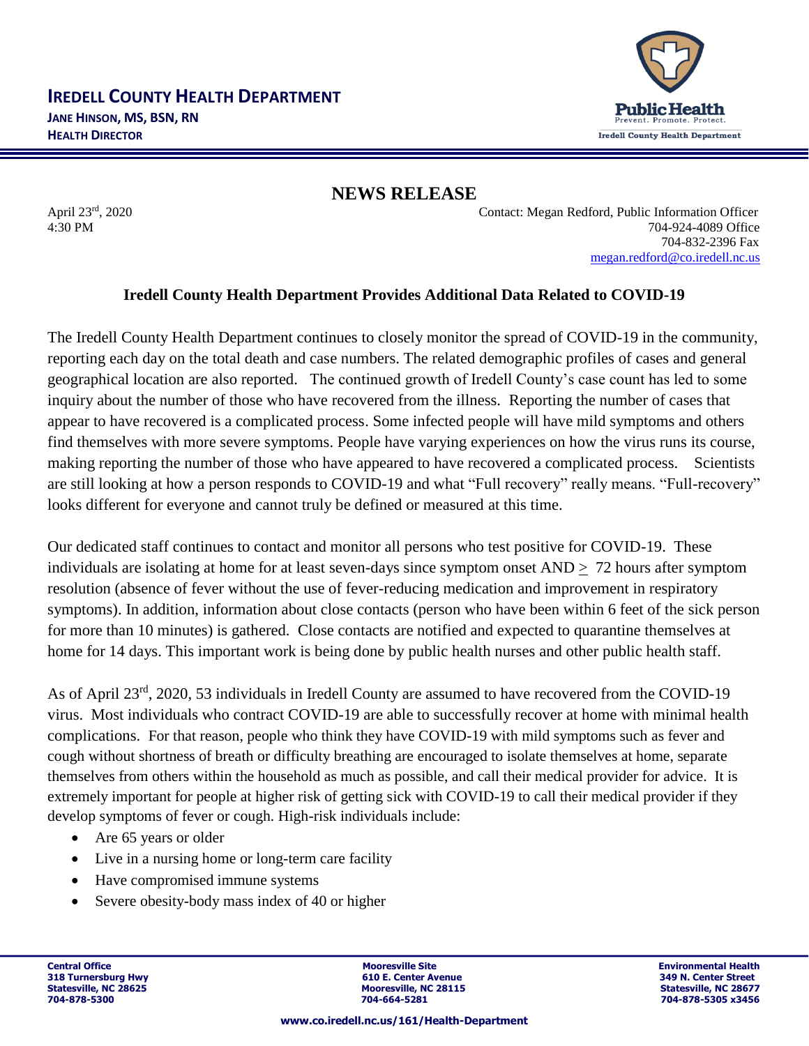# IREDELL COUNTY HEALTH DEPARTMENT

**JANE HINSON, MS, BSN, RN**
**HEALTH DIRECTOR**

## NEWS RELEASE

April 23rd, 2020
4:30 PM

Contact: Megan Redford, Public Information Officer
704-924-4089 Office
704-832-2396 Fax
megan.redford@co.iredell.nc.us

### Iredell County Health Department Provides Additional Data Related to COVID-19

The Iredell County Health Department continues to closely monitor the spread of COVID-19 in the community, reporting each day on the total death and case numbers. The related demographic profiles of cases and general geographical location are also reported. The continued growth of Iredell County's case count has led to some inquiry about the number of those who have recovered from the illness. Reporting the number of cases that appear to have recovered is a complicated process. Some infected people will have mild symptoms and others find themselves with more severe symptoms. People have varying experiences on how the virus runs its course, making reporting the number of those who have appeared to have recovered a complicated process. Scientists are still looking at how a person responds to COVID-19 and what "Full recovery" really means. "Full-recovery" looks different for everyone and cannot truly be defined or measured at this time.

Our dedicated staff continues to contact and monitor all persons who test positive for COVID-19. These individuals are isolating at home for at least seven-days since symptom onset AND ≥ 72 hours after symptom resolution (absence of fever without the use of fever-reducing medication and improvement in respiratory symptoms). In addition, information about close contacts (person who have been within 6 feet of the sick person for more than 10 minutes) is gathered. Close contacts are notified and expected to quarantine themselves at home for 14 days. This important work is being done by public health nurses and other public health staff.

As of April 23rd, 2020, 53 individuals in Iredell County are assumed to have recovered from the COVID-19 virus. Most individuals who contract COVID-19 are able to successfully recover at home with minimal health complications. For that reason, people who think they have COVID-19 with mild symptoms such as fever and cough without shortness of breath or difficulty breathing are encouraged to isolate themselves at home, separate themselves from others within the household as much as possible, and call their medical provider for advice. It is extremely important for people at higher risk of getting sick with COVID-19 to call their medical provider if they develop symptoms of fever or cough. High-risk individuals include:

- Are 65 years or older
- Live in a nursing home or long-term care facility
- Have compromised immune systems
- Severe obesity-body mass index of 40 or higher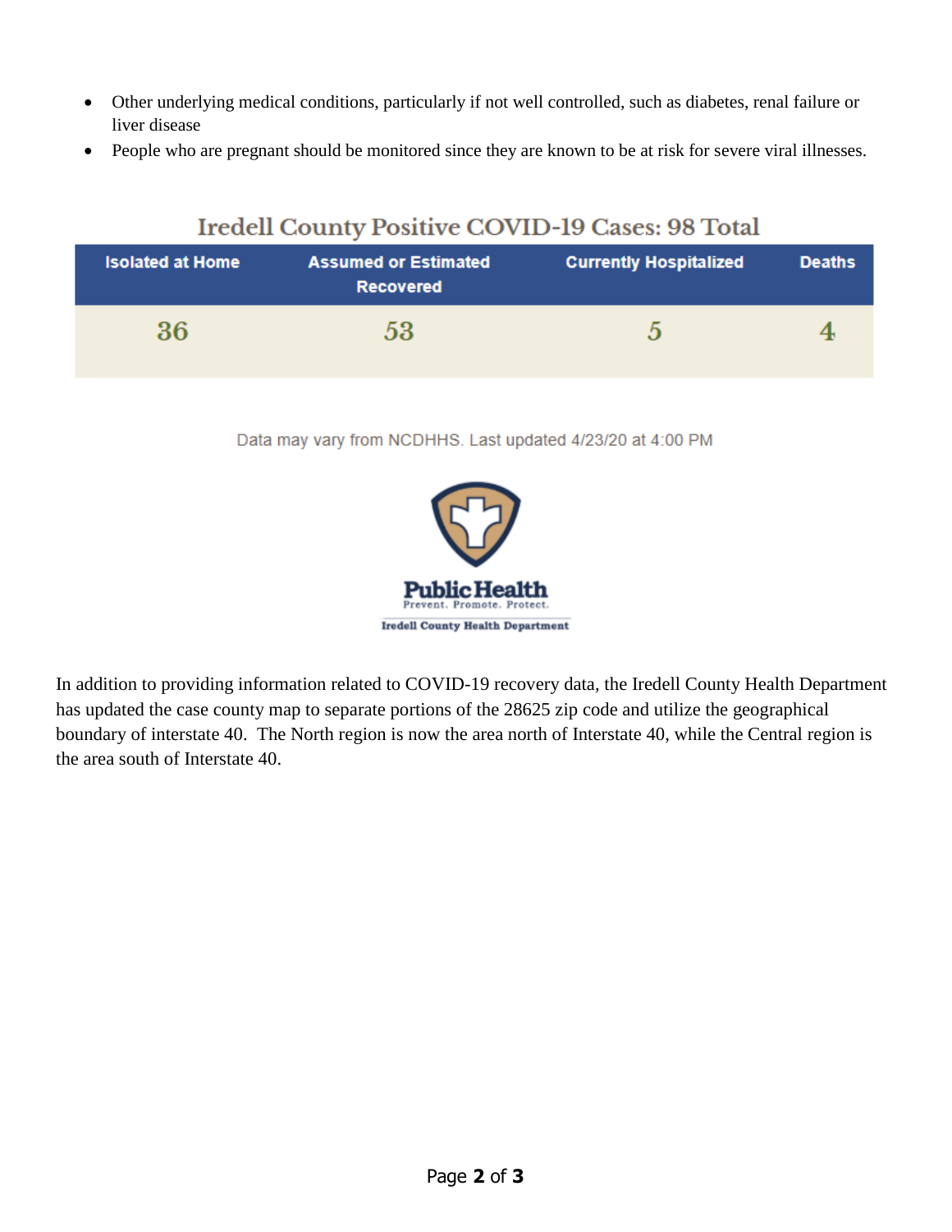- Other underlying medical conditions, particularly if not well controlled, such as diabetes, renal failure or liver disease
- People who are pregnant should be monitored since they are known to be at risk for severe viral illnesses.

## Iredell County Positive COVID-19 Cases: 98 Total

| Isolated at Home | Assumed or Estimated Recovered | Currently Hospitalized | Deaths |
|---|---|---|---|
| 36 | 53 | 5 | 4 |

Data may vary from NCDHHS. Last updated 4/23/20 at 4:00 PM

Public Health
Prevent. Promote. Protect.
Iredell County Health Department

In addition to providing information related to COVID-19 recovery data, the Iredell County Health Department has updated the case county map to separate portions of the 28625 zip code and utilize the geographical boundary of interstate 40. The North region is now the area north of Interstate 40, while the Central region is the area south of Interstate 40.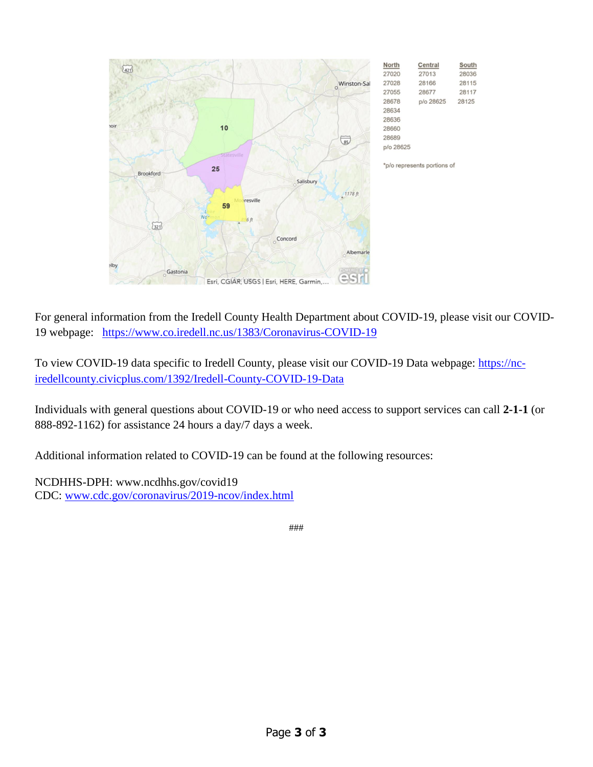| North | Central | South |
| --- | --- | --- |
| 27020 | 27013 | 28036 |
| 27028 | 28166 | 28115 |
| 27055 | 28677 | 28117 |
| 28678 | p/o 28625 | 28125 |
| 28634 | | |
| 28636 | | |
| 28660 | | |
| 28689 | | |
| p/o 28625 | | |

*p/o represents portions of

For general information from the Iredell County Health Department about COVID-19, please visit our COVID-19 webpage: [https://www.co.iredell.nc.us/1383/Coronavirus-COVID-19](https://www.co.iredell.nc.us/1383/Coronavirus-COVID-19)

To view COVID-19 data specific to Iredell County, please visit our COVID-19 Data webpage: [https://nc-iredellcounty.civicplus.com/1392/Iredell-County-COVID-19-Data](https://nc-iredellcounty.civicplus.com/1392/Iredell-County-COVID-19-Data)

Individuals with general questions about COVID-19 or who need access to support services can call **2-1-1** (or 888-892-1162) for assistance 24 hours a day/7 days a week.

Additional information related to COVID-19 can be found at the following resources:

NCDHHS-DPH: www.ncdhhs.gov/covid19
CDC: [www.cdc.gov/coronavirus/2019-ncov/index.html](www.cdc.gov/coronavirus/2019-ncov/index.html)

###